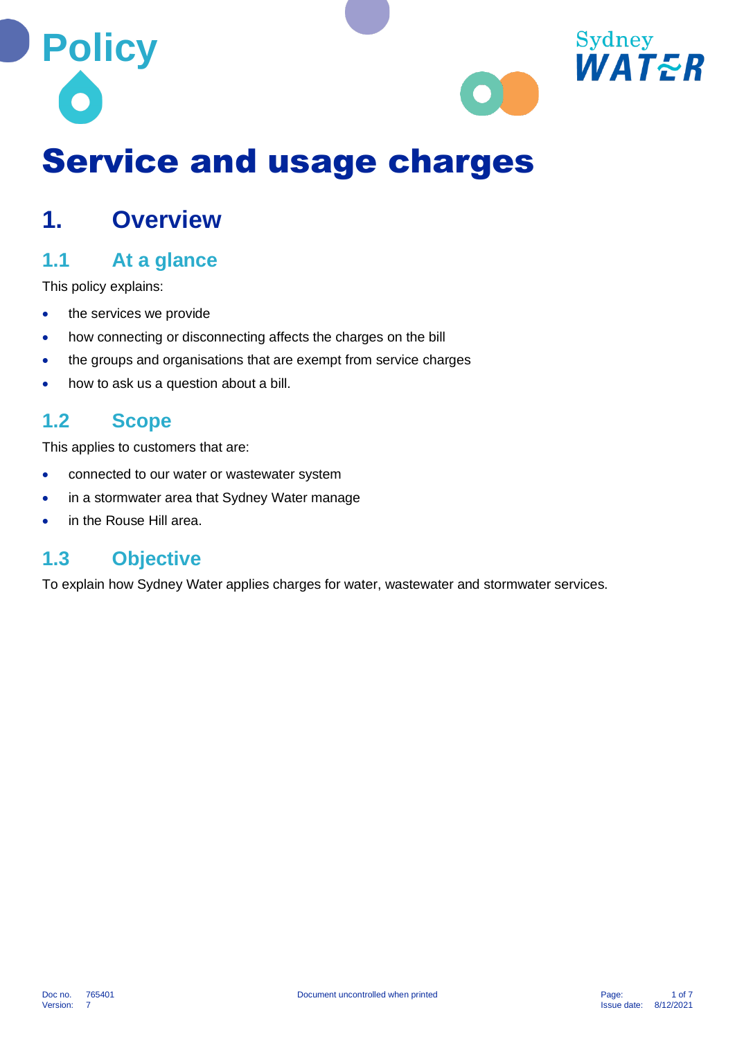Policy

# Service and usage charges

## 1. Overview

### 1.1 At a glance

This policy explains:

- the services we provide
- how connecting or disconnecting affects the charges on the bill
- the groups and organisations that are exempt from service charges
- how to ask us a question about a bill.

### 1.2 Scope

This applies to customers that are:

- connected to our water or wastewater system
- in a stormwater area that Sydney Water manage
- in the Rouse Hill area.

### 1.3 Objective

To explain how Sydney Water applies charges for water, wastewater and stormwater services.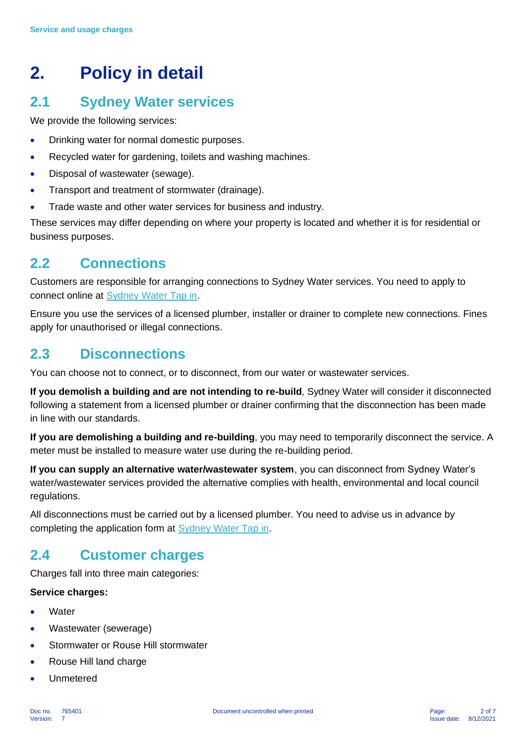# 2. Policy in detail

## 2.1 Sydney Water services

We provide the following services:

- Drinking water for normal domestic purposes.
- Recycled water for gardening, toilets and washing machines.
- Disposal of wastewater (sewage).
- Transport and treatment of stormwater (drainage).
- Trade waste and other water services for business and industry.

These services may differ depending on where your property is located and whether it is for residential or business purposes.

## 2.2 Connections

Customers are responsible for arranging connections to Sydney Water services. You need to apply to connect online at Sydney Water Tap in.

Ensure you use the services of a licensed plumber, installer or drainer to complete new connections. Fines apply for unauthorised or illegal connections.

## 2.3 Disconnections

You can choose not to connect, or to disconnect, from our water or wastewater services.

**If you demolish a building and are not intending to re-build**, Sydney Water will consider it disconnected following a statement from a licensed plumber or drainer confirming that the disconnection has been made in line with our standards.

**If you are demolishing a building and re-building**, you may need to temporarily disconnect the service. A meter must be installed to measure water use during the re-building period.

**If you can supply an alternative water/wastewater system**, you can disconnect from Sydney Water's water/wastewater services provided the alternative complies with health, environmental and local council regulations.

All disconnections must be carried out by a licensed plumber. You need to advise us in advance by completing the application form at Sydney Water Tap in.

## 2.4 Customer charges

Charges fall into three main categories:

**Service charges:**

- Water
- Wastewater (sewerage)
- Stormwater or Rouse Hill stormwater
- Rouse Hill land charge
- Unmetered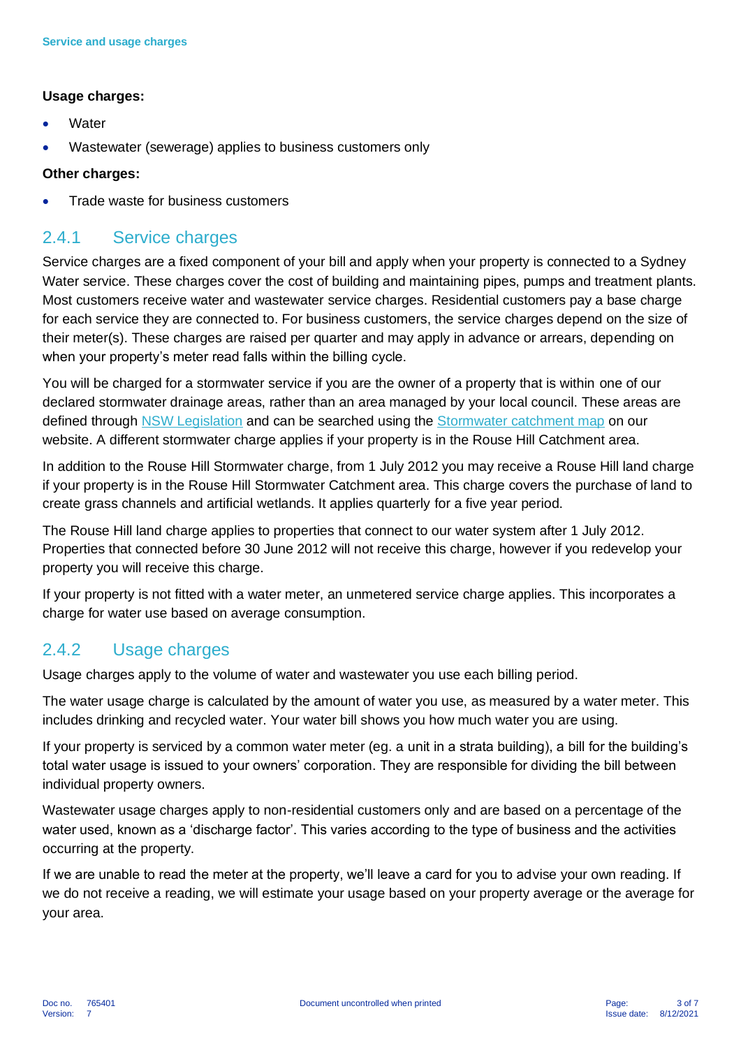**Usage charges:**

- Water
- Wastewater (sewerage) applies to business customers only

**Other charges:**

- Trade waste for business customers

### 2.4.1 Service charges

Service charges are a fixed component of your bill and apply when your property is connected to a Sydney Water service. These charges cover the cost of building and maintaining pipes, pumps and treatment plants. Most customers receive water and wastewater service charges. Residential customers pay a base charge for each service they are connected to. For business customers, the service charges depend on the size of their meter(s). These charges are raised per quarter and may apply in advance or arrears, depending on when your property's meter read falls within the billing cycle.

You will be charged for a stormwater service if you are the owner of a property that is within one of our declared stormwater drainage areas, rather than an area managed by your local council. These areas are defined through NSW Legislation and can be searched using the Stormwater catchment map on our website. A different stormwater charge applies if your property is in the Rouse Hill Catchment area.

In addition to the Rouse Hill Stormwater charge, from 1 July 2012 you may receive a Rouse Hill land charge if your property is in the Rouse Hill Stormwater Catchment area. This charge covers the purchase of land to create grass channels and artificial wetlands. It applies quarterly for a five year period.

The Rouse Hill land charge applies to properties that connect to our water system after 1 July 2012. Properties that connected before 30 June 2012 will not receive this charge, however if you redevelop your property you will receive this charge.

If your property is not fitted with a water meter, an unmetered service charge applies. This incorporates a charge for water use based on average consumption.

### 2.4.2 Usage charges

Usage charges apply to the volume of water and wastewater you use each billing period.

The water usage charge is calculated by the amount of water you use, as measured by a water meter. This includes drinking and recycled water. Your water bill shows you how much water you are using.

If your property is serviced by a common water meter (eg. a unit in a strata building), a bill for the building's total water usage is issued to your owners' corporation. They are responsible for dividing the bill between individual property owners.

Wastewater usage charges apply to non-residential customers only and are based on a percentage of the water used, known as a 'discharge factor'. This varies according to the type of business and the activities occurring at the property.

If we are unable to read the meter at the property, we'll leave a card for you to advise your own reading. If we do not receive a reading, we will estimate your usage based on your property average or the average for your area.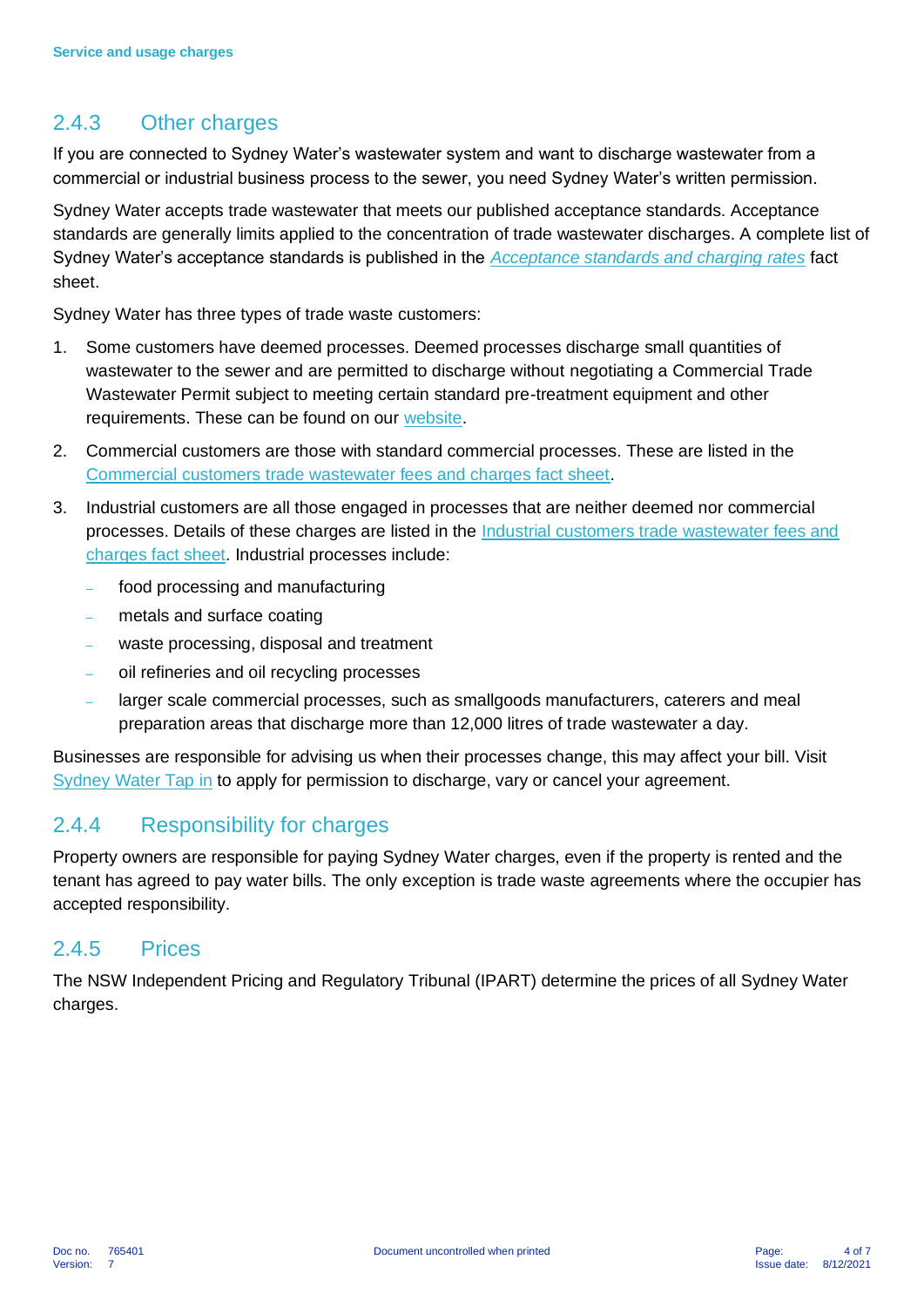### 2.4.3 Other charges

If you are connected to Sydney Water's wastewater system and want to discharge wastewater from a commercial or industrial business process to the sewer, you need Sydney Water's written permission.

Sydney Water accepts trade wastewater that meets our published acceptance standards. Acceptance standards are generally limits applied to the concentration of trade wastewater discharges. A complete list of Sydney Water's acceptance standards is published in the *Acceptance standards and charging rates* fact sheet.

Sydney Water has three types of trade waste customers:

1. Some customers have deemed processes. Deemed processes discharge small quantities of wastewater to the sewer and are permitted to discharge without negotiating a Commercial Trade Wastewater Permit subject to meeting certain standard pre-treatment equipment and other requirements. These can be found on our website.
2. Commercial customers are those with standard commercial processes. These are listed in the Commercial customers trade wastewater fees and charges fact sheet.
3. Industrial customers are all those engaged in processes that are neither deemed nor commercial processes. Details of these charges are listed in the Industrial customers trade wastewater fees and charges fact sheet. Industrial processes include:
   - food processing and manufacturing
   - metals and surface coating
   - waste processing, disposal and treatment
   - oil refineries and oil recycling processes
   - larger scale commercial processes, such as smallgoods manufacturers, caterers and meal preparation areas that discharge more than 12,000 litres of trade wastewater a day.

Businesses are responsible for advising us when their processes change, this may affect your bill. Visit Sydney Water Tap in to apply for permission to discharge, vary or cancel your agreement.

### 2.4.4 Responsibility for charges

Property owners are responsible for paying Sydney Water charges, even if the property is rented and the tenant has agreed to pay water bills. The only exception is trade waste agreements where the occupier has accepted responsibility.

### 2.4.5 Prices

The NSW Independent Pricing and Regulatory Tribunal (IPART) determine the prices of all Sydney Water charges.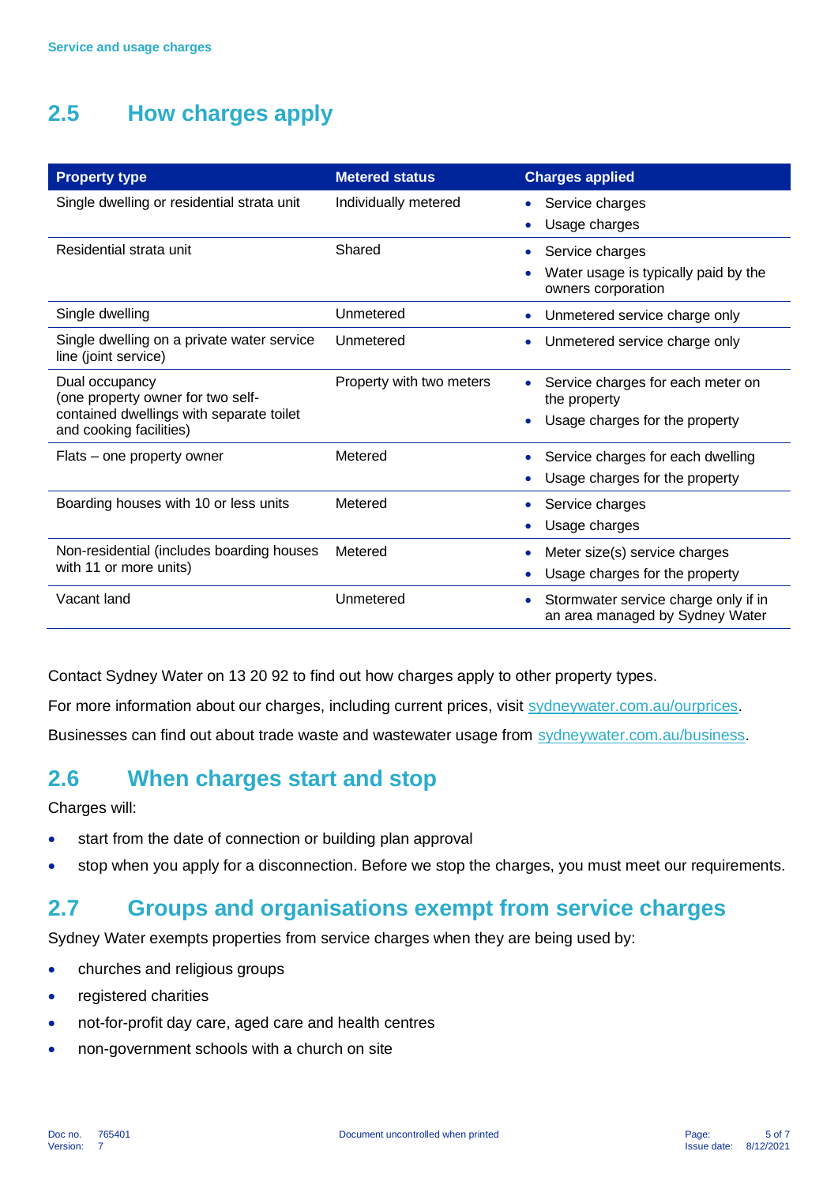## 2.5 How charges apply

| Property type | Metered status | Charges applied |
|---|---|---|
| Single dwelling or residential strata unit | Individually metered | • Service charges<br>• Usage charges |
| Residential strata unit | Shared | • Service charges<br>• Water usage is typically paid by the owners corporation |
| Single dwelling | Unmetered | • Unmetered service charge only |
| Single dwelling on a private water service line (joint service) | Unmetered | • Unmetered service charge only |
| Dual occupancy<br>(one property owner for two self-contained dwellings with separate toilet and cooking facilities) | Property with two meters | • Service charges for each meter on the property<br>• Usage charges for the property |
| Flats – one property owner | Metered | • Service charges for each dwelling<br>• Usage charges for the property |
| Boarding houses with 10 or less units | Metered | • Service charges<br>• Usage charges |
| Non-residential (includes boarding houses with 11 or more units) | Metered | • Meter size(s) service charges<br>• Usage charges for the property |
| Vacant land | Unmetered | • Stormwater service charge only if in an area managed by Sydney Water |

Contact Sydney Water on 13 20 92 to find out how charges apply to other property types.

For more information about our charges, including current prices, visit sydneywater.com.au/ourprices.

Businesses can find out about trade waste and wastewater usage from sydneywater.com.au/business.

## 2.6 When charges start and stop

Charges will:

- start from the date of connection or building plan approval
- stop when you apply for a disconnection. Before we stop the charges, you must meet our requirements.

## 2.7 Groups and organisations exempt from service charges

Sydney Water exempts properties from service charges when they are being used by:

- churches and religious groups
- registered charities
- not-for-profit day care, aged care and health centres
- non-government schools with a church on site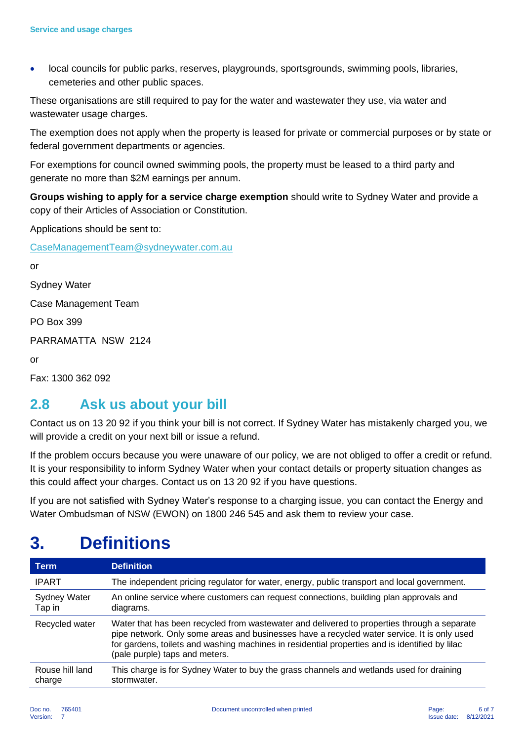- local councils for public parks, reserves, playgrounds, sportsgrounds, swimming pools, libraries, cemeteries and other public spaces.

These organisations are still required to pay for the water and wastewater they use, via water and wastewater usage charges.

The exemption does not apply when the property is leased for private or commercial purposes or by state or federal government departments or agencies.

For exemptions for council owned swimming pools, the property must be leased to a third party and generate no more than $2M earnings per annum.

**Groups wishing to apply for a service charge exemption** should write to Sydney Water and provide a copy of their Articles of Association or Constitution.

Applications should be sent to:

CaseManagementTeam@sydneywater.com.au

or

Sydney Water

Case Management Team

PO Box 399

PARRAMATTA NSW 2124

or

Fax: 1300 362 092

## 2.8 Ask us about your bill

Contact us on 13 20 92 if you think your bill is not correct. If Sydney Water has mistakenly charged you, we will provide a credit on your next bill or issue a refund.

If the problem occurs because you were unaware of our policy, we are not obliged to offer a credit or refund. It is your responsibility to inform Sydney Water when your contact details or property situation changes as this could affect your charges. Contact us on 13 20 92 if you have questions.

If you are not satisfied with Sydney Water's response to a charging issue, you can contact the Energy and Water Ombudsman of NSW (EWON) on 1800 246 545 and ask them to review your case.

# 3. Definitions

| Term | Definition |
| --- | --- |
| IPART | The independent pricing regulator for water, energy, public transport and local government. |
| Sydney Water Tap in | An online service where customers can request connections, building plan approvals and diagrams. |
| Recycled water | Water that has been recycled from wastewater and delivered to properties through a separate pipe network. Only some areas and businesses have a recycled water service. It is only used for gardens, toilets and washing machines in residential properties and is identified by lilac (pale purple) taps and meters. |
| Rouse hill land charge | This charge is for Sydney Water to buy the grass channels and wetlands used for draining stormwater. |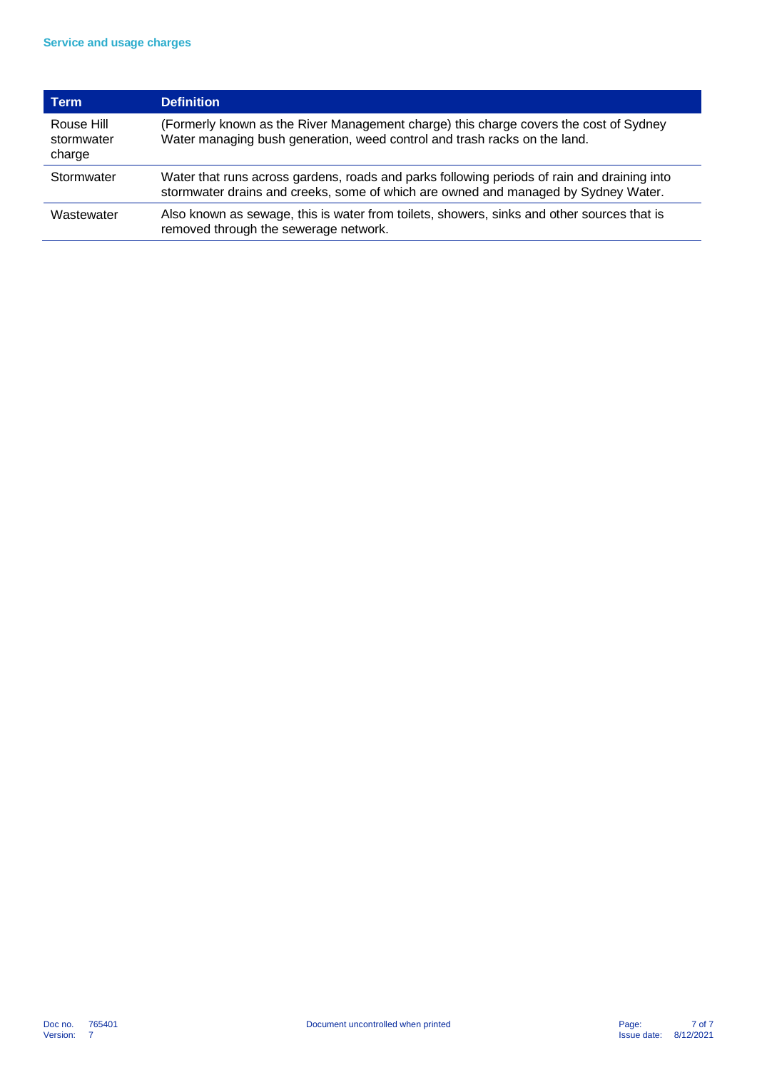| Term | Definition |
| --- | --- |
| Rouse Hill stormwater charge | (Formerly known as the River Management charge) this charge covers the cost of Sydney Water managing bush generation, weed control and trash racks on the land. |
| Stormwater | Water that runs across gardens, roads and parks following periods of rain and draining into stormwater drains and creeks, some of which are owned and managed by Sydney Water. |
| Wastewater | Also known as sewage, this is water from toilets, showers, sinks and other sources that is removed through the sewerage network. |